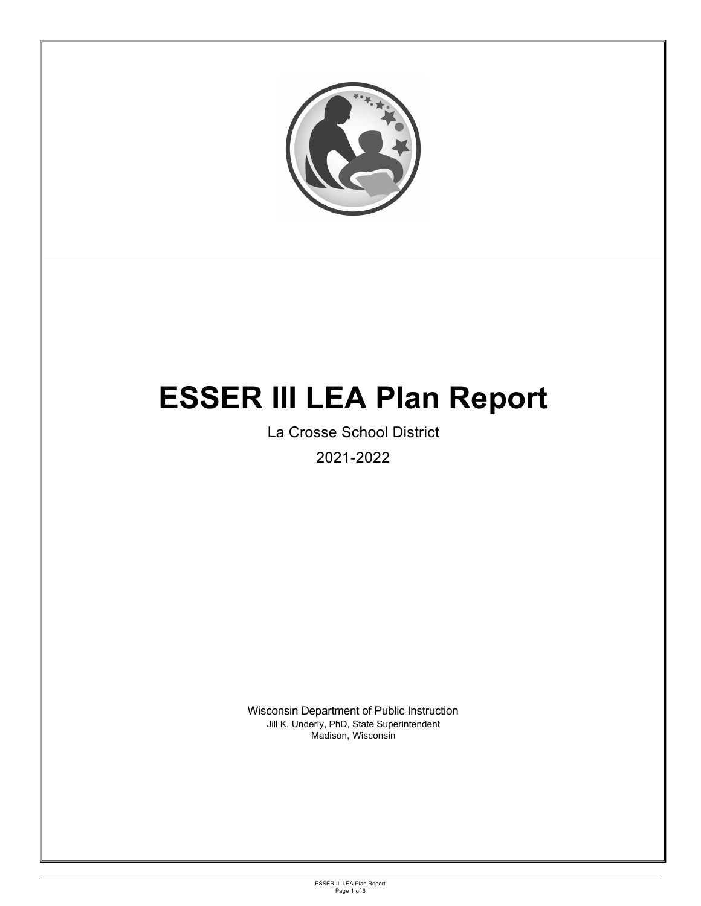# ESSER III LEA Plan Report

La Crosse School District

2021-2022

Wisconsin Department of Public Instruction
Jill K. Underly, PhD, State Superintendent
Madison, Wisconsin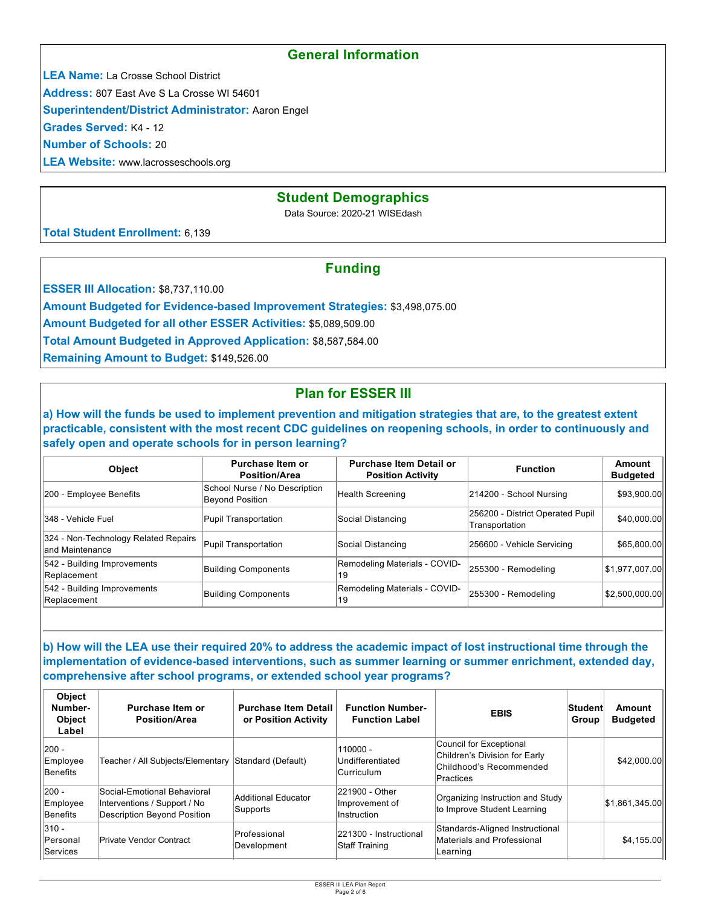## General Information

**LEA Name:** La Crosse School District

**Address:** 807 East Ave S La Crosse WI 54601

**Superintendent/District Administrator:** Aaron Engel

**Grades Served:** K4 - 12

**Number of Schools:** 20

**LEA Website:** www.lacrosseschools.org

## Student Demographics

Data Source: 2020-21 WISEdash

**Total Student Enrollment:** 6,139

## Funding

**ESSER III Allocation:** $8,737,110.00

**Amount Budgeted for Evidence-based Improvement Strategies:** $3,498,075.00

**Amount Budgeted for all other ESSER Activities:** $5,089,509.00

**Total Amount Budgeted in Approved Application:** $8,587,584.00

**Remaining Amount to Budget:** $149,526.00

## Plan for ESSER III

### a) How will the funds be used to implement prevention and mitigation strategies that are, to the greatest extent practicable, consistent with the most recent CDC guidelines on reopening schools, in order to continuously and safely open and operate schools for in person learning?

| Object | Purchase Item or Position/Area | Purchase Item Detail or Position Activity | Function | Amount Budgeted |
|---|---|---|---|---|
| 200 - Employee Benefits | School Nurse / No Description Beyond Position | Health Screening | 214200 - School Nursing | $93,900.00 |
| 348 - Vehicle Fuel | Pupil Transportation | Social Distancing | 256200 - District Operated Pupil Transportation | $40,000.00 |
| 324 - Non-Technology Related Repairs and Maintenance | Pupil Transportation | Social Distancing | 256600 - Vehicle Servicing | $65,800.00 |
| 542 - Building Improvements Replacement | Building Components | Remodeling Materials - COVID-19 | 255300 - Remodeling | $1,977,007.00 |
| 542 - Building Improvements Replacement | Building Components | Remodeling Materials - COVID-19 | 255300 - Remodeling | $2,500,000.00 |

### b) How will the LEA use their required 20% to address the academic impact of lost instructional time through the implementation of evidence-based interventions, such as summer learning or summer enrichment, extended day, comprehensive after school programs, or extended school year programs?

| Object Number-Object Label | Purchase Item or Position/Area | Purchase Item Detail or Position Activity | Function Number-Function Label | EBIS | Student Group | Amount Budgeted |
|---|---|---|---|---|---|---|
| 200 - Employee Benefits | Teacher / All Subjects/Elementary | Standard (Default) | 110000 - Undifferentiated Curriculum | Council for Exceptional Children's Division for Early Childhood's Recommended Practices | | $42,000.00 |
| 200 - Employee Benefits | Social-Emotional Behavioral Interventions / Support / No Description Beyond Position | Additional Educator Supports | 221900 - Other Improvement of Instruction | Organizing Instruction and Study to Improve Student Learning | | $1,861,345.00 |
| 310 - Personal Services | Private Vendor Contract | Professional Development | 221300 - Instructional Staff Training | Standards-Aligned Instructional Materials and Professional Learning | | $4,155.00 |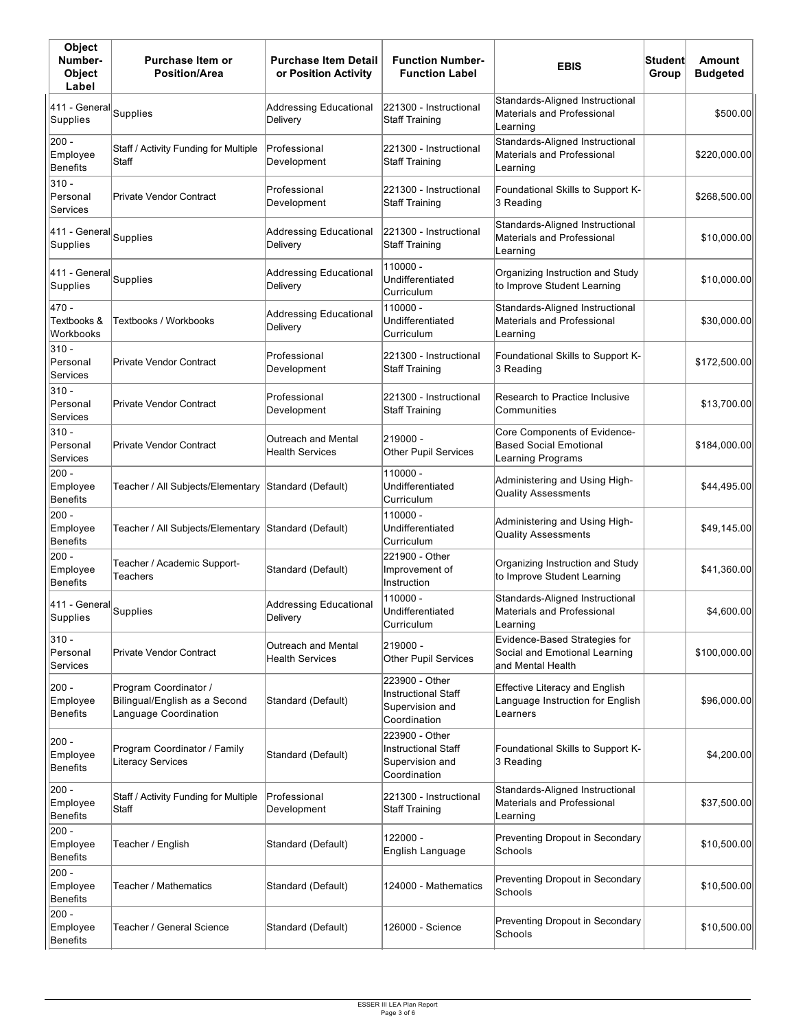| Object Number-Object Label | Purchase Item or Position/Area | Purchase Item Detail or Position Activity | Function Number-Function Label | EBIS | Student Group | Amount Budgeted |
|---|---|---|---|---|---|---|
| 411 - General Supplies | Supplies | Addressing Educational Delivery | 221300 - Instructional Staff Training | Standards-Aligned Instructional Materials and Professional Learning | | $500.00 |
| 200 - Employee Benefits | Staff / Activity Funding for Multiple Staff | Professional Development | 221300 - Instructional Staff Training | Standards-Aligned Instructional Materials and Professional Learning | | $220,000.00 |
| 310 - Personal Services | Private Vendor Contract | Professional Development | 221300 - Instructional Staff Training | Foundational Skills to Support K-3 Reading | | $268,500.00 |
| 411 - General Supplies | Supplies | Addressing Educational Delivery | 221300 - Instructional Staff Training | Standards-Aligned Instructional Materials and Professional Learning | | $10,000.00 |
| 411 - General Supplies | Supplies | Addressing Educational Delivery | 110000 - Undifferentiated Curriculum | Organizing Instruction and Study to Improve Student Learning | | $10,000.00 |
| 470 - Textbooks & Workbooks | Textbooks / Workbooks | Addressing Educational Delivery | 110000 - Undifferentiated Curriculum | Standards-Aligned Instructional Materials and Professional Learning | | $30,000.00 |
| 310 - Personal Services | Private Vendor Contract | Professional Development | 221300 - Instructional Staff Training | Foundational Skills to Support K-3 Reading | | $172,500.00 |
| 310 - Personal Services | Private Vendor Contract | Professional Development | 221300 - Instructional Staff Training | Research to Practice Inclusive Communities | | $13,700.00 |
| 310 - Personal Services | Private Vendor Contract | Outreach and Mental Health Services | 219000 - Other Pupil Services | Core Components of Evidence-Based Social Emotional Learning Programs | | $184,000.00 |
| 200 - Employee Benefits | Teacher / All Subjects/Elementary | Standard (Default) | 110000 - Undifferentiated Curriculum | Administering and Using High-Quality Assessments | | $44,495.00 |
| 200 - Employee Benefits | Teacher / All Subjects/Elementary | Standard (Default) | 110000 - Undifferentiated Curriculum | Administering and Using High-Quality Assessments | | $49,145.00 |
| 200 - Employee Benefits | Teacher / Academic Support-Teachers | Standard (Default) | 221900 - Other Improvement of Instruction | Organizing Instruction and Study to Improve Student Learning | | $41,360.00 |
| 411 - General Supplies | Supplies | Addressing Educational Delivery | 110000 - Undifferentiated Curriculum | Standards-Aligned Instructional Materials and Professional Learning | | $4,600.00 |
| 310 - Personal Services | Private Vendor Contract | Outreach and Mental Health Services | 219000 - Other Pupil Services | Evidence-Based Strategies for Social and Emotional Learning and Mental Health | | $100,000.00 |
| 200 - Employee Benefits | Program Coordinator / Bilingual/English as a Second Language Coordination | Standard (Default) | 223900 - Other Instructional Staff Supervision and Coordination | Effective Literacy and English Language Instruction for English Learners | | $96,000.00 |
| 200 - Employee Benefits | Program Coordinator / Family Literacy Services | Standard (Default) | 223900 - Other Instructional Staff Supervision and Coordination | Foundational Skills to Support K-3 Reading | | $4,200.00 |
| 200 - Employee Benefits | Staff / Activity Funding for Multiple Staff | Professional Development | 221300 - Instructional Staff Training | Standards-Aligned Instructional Materials and Professional Learning | | $37,500.00 |
| 200 - Employee Benefits | Teacher / English | Standard (Default) | 122000 - English Language | Preventing Dropout in Secondary Schools | | $10,500.00 |
| 200 - Employee Benefits | Teacher / Mathematics | Standard (Default) | 124000 - Mathematics | Preventing Dropout in Secondary Schools | | $10,500.00 |
| 200 - Employee Benefits | Teacher / General Science | Standard (Default) | 126000 - Science | Preventing Dropout in Secondary Schools | | $10,500.00 |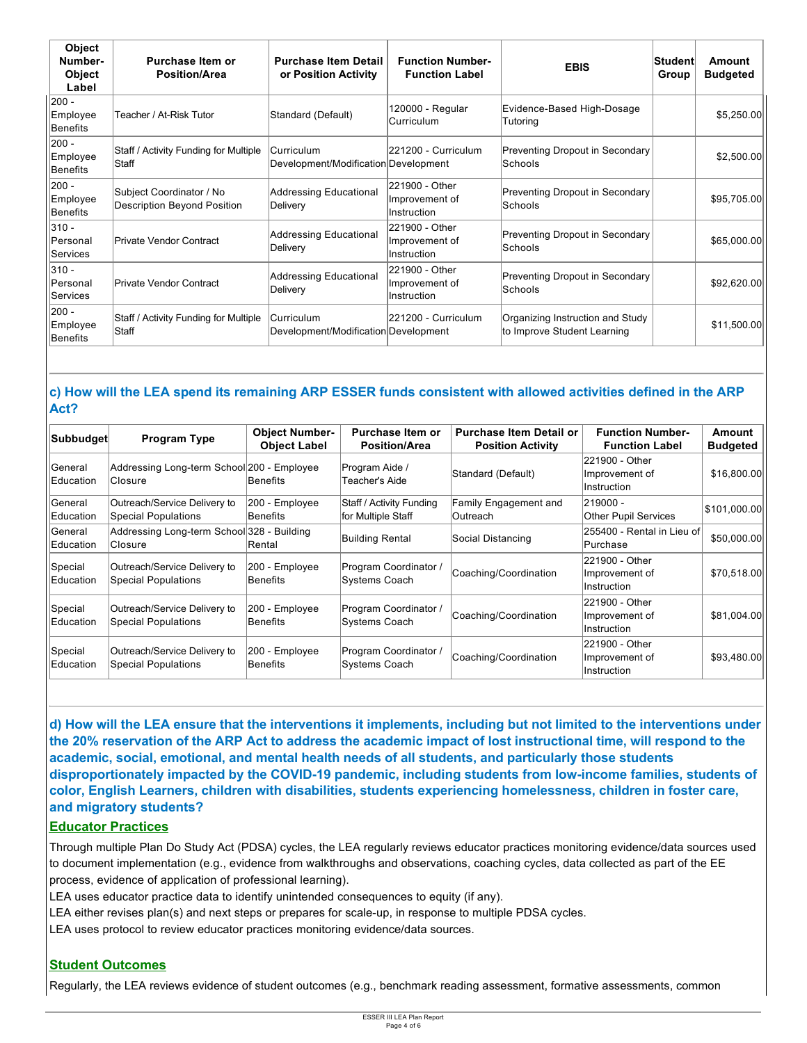| Object Number-Object Label | Purchase Item or Position/Area | Purchase Item Detail or Position Activity | Function Number-Function Label | EBIS | Student Group | Amount Budgeted |
|---|---|---|---|---|---|---|
| 200 - Employee Benefits | Teacher / At-Risk Tutor | Standard (Default) | 120000 - Regular Curriculum | Evidence-Based High-Dosage Tutoring | | $5,250.00 |
| 200 - Employee Benefits | Staff / Activity Funding for Multiple Staff | Curriculum Development/Modification | 221200 - Curriculum Development | Preventing Dropout in Secondary Schools | | $2,500.00 |
| 200 - Employee Benefits | Subject Coordinator / No Description Beyond Position | Addressing Educational Delivery | 221900 - Other Improvement of Instruction | Preventing Dropout in Secondary Schools | | $95,705.00 |
| 310 - Personal Services | Private Vendor Contract | Addressing Educational Delivery | 221900 - Other Improvement of Instruction | Preventing Dropout in Secondary Schools | | $65,000.00 |
| 310 - Personal Services | Private Vendor Contract | Addressing Educational Delivery | 221900 - Other Improvement of Instruction | Preventing Dropout in Secondary Schools | | $92,620.00 |
| 200 - Employee Benefits | Staff / Activity Funding for Multiple Staff | Curriculum Development/Modification | 221200 - Curriculum Development | Organizing Instruction and Study to Improve Student Learning | | $11,500.00 |

### c) How will the LEA spend its remaining ARP ESSER funds consistent with allowed activities defined in the ARP Act?

| Subbudget | Program Type | Object Number-Object Label | Purchase Item or Position/Area | Purchase Item Detail or Position Activity | Function Number-Function Label | Amount Budgeted |
|---|---|---|---|---|---|---|
| General Education | Addressing Long-term School Closure | 200 - Employee Benefits | Program Aide / Teacher's Aide | Standard (Default) | 221900 - Other Improvement of Instruction | $16,800.00 |
| General Education | Outreach/Service Delivery to Special Populations | 200 - Employee Benefits | Staff / Activity Funding for Multiple Staff | Family Engagement and Outreach | 219000 - Other Pupil Services | $101,000.00 |
| General Education | Addressing Long-term School Closure | 328 - Building Rental | Building Rental | Social Distancing | 255400 - Rental in Lieu of Purchase | $50,000.00 |
| Special Education | Outreach/Service Delivery to Special Populations | 200 - Employee Benefits | Program Coordinator / Systems Coach | Coaching/Coordination | 221900 - Other Improvement of Instruction | $70,518.00 |
| Special Education | Outreach/Service Delivery to Special Populations | 200 - Employee Benefits | Program Coordinator / Systems Coach | Coaching/Coordination | 221900 - Other Improvement of Instruction | $81,004.00 |
| Special Education | Outreach/Service Delivery to Special Populations | 200 - Employee Benefits | Program Coordinator / Systems Coach | Coaching/Coordination | 221900 - Other Improvement of Instruction | $93,480.00 |

### d) How will the LEA ensure that the interventions it implements, including but not limited to the interventions under the 20% reservation of the ARP Act to address the academic impact of lost instructional time, will respond to the academic, social, emotional, and mental health needs of all students, and particularly those students disproportionately impacted by the COVID-19 pandemic, including students from low-income families, students of color, English Learners, children with disabilities, students experiencing homelessness, children in foster care, and migratory students?

**Educator Practices**

Through multiple Plan Do Study Act (PDSA) cycles, the LEA regularly reviews educator practices monitoring evidence/data sources used to document implementation (e.g., evidence from walkthroughs and observations, coaching cycles, data collected as part of the EE process, evidence of application of professional learning).
LEA uses educator practice data to identify unintended consequences to equity (if any).
LEA either revises plan(s) and next steps or prepares for scale-up, in response to multiple PDSA cycles.
LEA uses protocol to review educator practices monitoring evidence/data sources.

**Student Outcomes**

Regularly, the LEA reviews evidence of student outcomes (e.g., benchmark reading assessment, formative assessments, common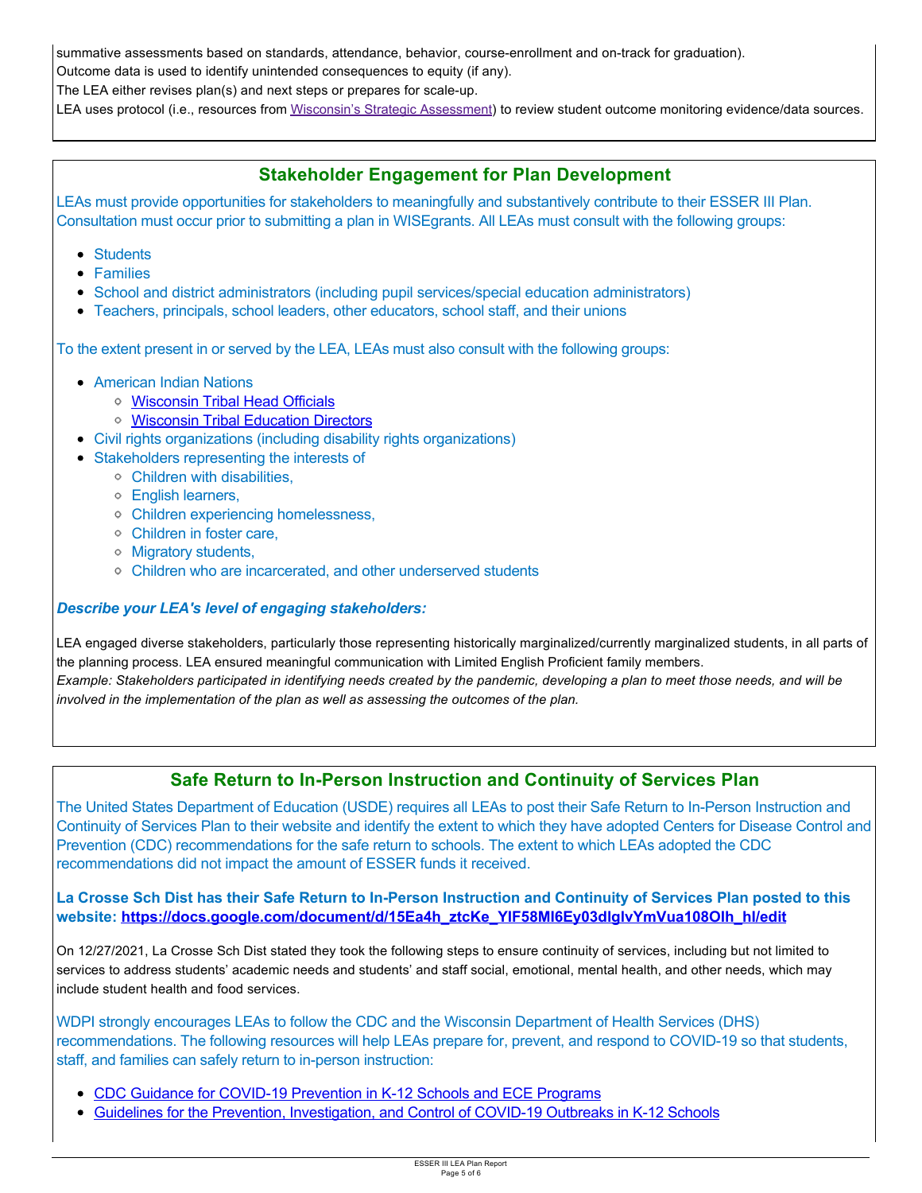summative assessments based on standards, attendance, behavior, course-enrollment and on-track for graduation).
Outcome data is used to identify unintended consequences to equity (if any).
The LEA either revises plan(s) and next steps or prepares for scale-up.
LEA uses protocol (i.e., resources from Wisconsin's Strategic Assessment) to review student outcome monitoring evidence/data sources.

## Stakeholder Engagement for Plan Development

LEAs must provide opportunities for stakeholders to meaningfully and substantively contribute to their ESSER III Plan. Consultation must occur prior to submitting a plan in WISEgrants. All LEAs must consult with the following groups:

- Students
- Families
- School and district administrators (including pupil services/special education administrators)
- Teachers, principals, school leaders, other educators, school staff, and their unions

To the extent present in or served by the LEA, LEAs must also consult with the following groups:

- American Indian Nations
  - Wisconsin Tribal Head Officials
  - Wisconsin Tribal Education Directors
- Civil rights organizations (including disability rights organizations)
- Stakeholders representing the interests of
  - Children with disabilities,
  - English learners,
  - Children experiencing homelessness,
  - Children in foster care,
  - Migratory students,
  - Children who are incarcerated, and other underserved students

***Describe your LEA's level of engaging stakeholders:***

LEA engaged diverse stakeholders, particularly those representing historically marginalized/currently marginalized students, in all parts of the planning process. LEA ensured meaningful communication with Limited English Proficient family members.
*Example: Stakeholders participated in identifying needs created by the pandemic, developing a plan to meet those needs, and will be involved in the implementation of the plan as well as assessing the outcomes of the plan.*

## Safe Return to In-Person Instruction and Continuity of Services Plan

The United States Department of Education (USDE) requires all LEAs to post their Safe Return to In-Person Instruction and Continuity of Services Plan to their website and identify the extent to which they have adopted Centers for Disease Control and Prevention (CDC) recommendations for the safe return to schools. The extent to which LEAs adopted the CDC recommendations did not impact the amount of ESSER funds it received.

**La Crosse Sch Dist has their Safe Return to In-Person Instruction and Continuity of Services Plan posted to this website: https://docs.google.com/document/d/15Ea4h_ztcKe_YIF58Ml6Ey03dIgIvYmVua108OIh_hI/edit**

On 12/27/2021, La Crosse Sch Dist stated they took the following steps to ensure continuity of services, including but not limited to services to address students' academic needs and students' and staff social, emotional, mental health, and other needs, which may include student health and food services.

WDPI strongly encourages LEAs to follow the CDC and the Wisconsin Department of Health Services (DHS) recommendations. The following resources will help LEAs prepare for, prevent, and respond to COVID-19 so that students, staff, and families can safely return to in-person instruction:

- CDC Guidance for COVID-19 Prevention in K-12 Schools and ECE Programs
- Guidelines for the Prevention, Investigation, and Control of COVID-19 Outbreaks in K-12 Schools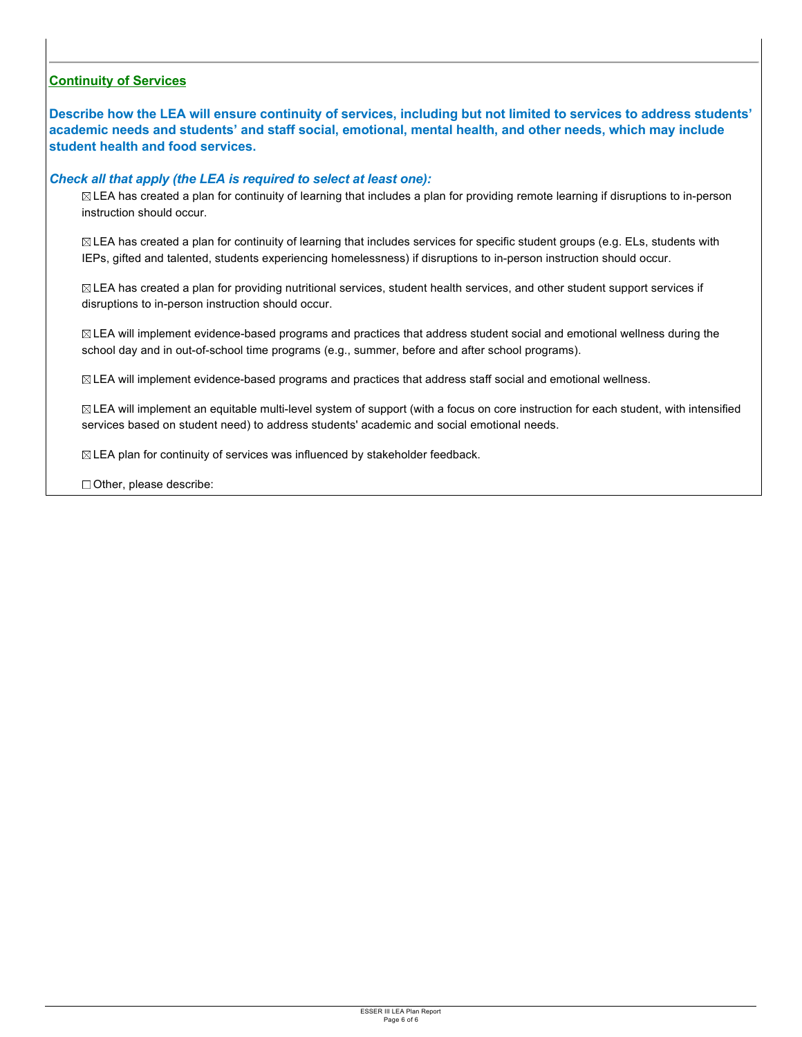## Continuity of Services

**Describe how the LEA will ensure continuity of services, including but not limited to services to address students' academic needs and students' and staff social, emotional, mental health, and other needs, which may include student health and food services.**

***Check all that apply (the LEA is required to select at least one):***

- ☒ LEA has created a plan for continuity of learning that includes a plan for providing remote learning if disruptions to in-person instruction should occur.
- ☒ LEA has created a plan for continuity of learning that includes services for specific student groups (e.g. ELs, students with IEPs, gifted and talented, students experiencing homelessness) if disruptions to in-person instruction should occur.
- ☒ LEA has created a plan for providing nutritional services, student health services, and other student support services if disruptions to in-person instruction should occur.
- ☒ LEA will implement evidence-based programs and practices that address student social and emotional wellness during the school day and in out-of-school time programs (e.g., summer, before and after school programs).
- ☒ LEA will implement evidence-based programs and practices that address staff social and emotional wellness.
- ☒ LEA will implement an equitable multi-level system of support (with a focus on core instruction for each student, with intensified services based on student need) to address students' academic and social emotional needs.
- ☒ LEA plan for continuity of services was influenced by stakeholder feedback.
- ☐ Other, please describe: